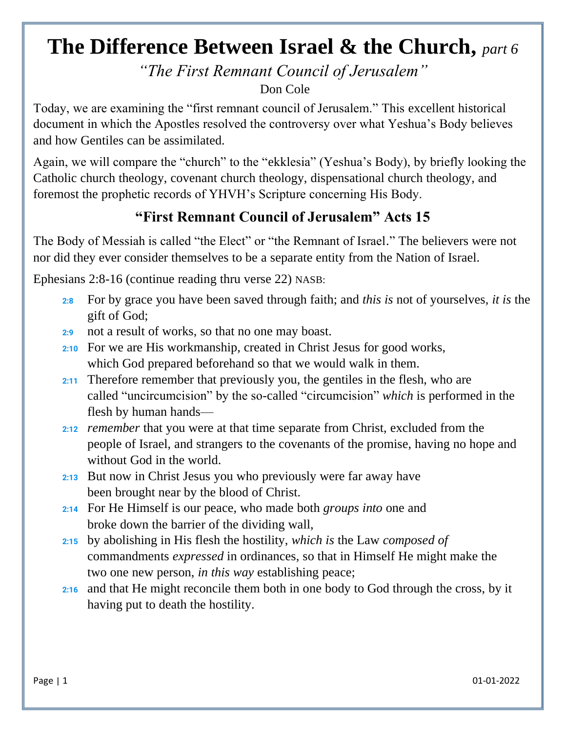# The Difference Between Israel & the Church, *part 6*

*"The First Remnant Council of Jerusalem"*

Don Cole

Today, we are examining the "first remnant council of Jerusalem." This excellent historical document in which the Apostles resolved the controversy over what Yeshua's Body believes and how Gentiles can be assimilated.

Again, we will compare the "church" to the "ekklesia" (Yeshua's Body), by briefly looking the Catholic church theology, covenant church theology, dispensational church theology, and foremost the prophetic records of YHVH's Scripture concerning His Body.

## "First Remnant Council of Jerusalem" Acts 15

The Body of Messiah is called "the Elect" or "the Remnant of Israel." The believers were not nor did they ever consider themselves to be a separate entity from the Nation of Israel.

Ephesians 2:8-16 (continue reading thru verse 22) NASB:

- **2:8** For by grace you have been saved through faith; and *this is* not of yourselves, *it is* the gift of God;
- **2:9** not a result of works, so that no one may boast.
- **2:10** For we are His workmanship, created in Christ Jesus for good works, which God prepared beforehand so that we would walk in them.
- **2:11** Therefore remember that previously you, the gentiles in the flesh, who are called "uncircumcision" by the so-called "circumcision" *which* is performed in the flesh by human hands—
- **2:12** *remember* that you were at that time separate from Christ, excluded from the people of Israel, and strangers to the covenants of the promise, having no hope and without God in the world.
- **2:13** But now in Christ Jesus you who previously were far away have been brought near by the blood of Christ.
- **2:14** For He Himself is our peace, who made both *groups into* one and broke down the barrier of the dividing wall,
- **2:15** by abolishing in His flesh the hostility, *which is* the Law *composed of* commandments *expressed* in ordinances, so that in Himself He might make the two one new person, *in this way* establishing peace;
- **2:16** and that He might reconcile them both in one body to God through the cross, by it having put to death the hostility.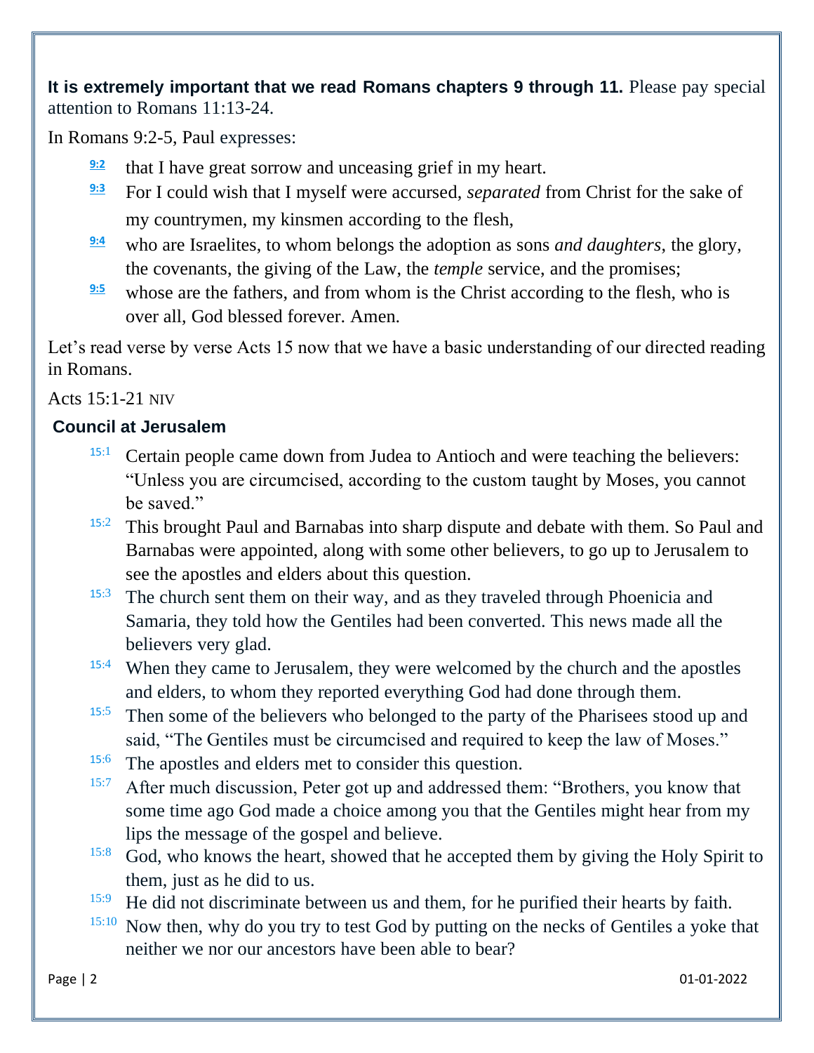**It is extremely important that we read Romans chapters 9 through 11.** Please pay special attention to Romans 11:13-24.

In Romans 9:2-5, Paul expresses:

- **9:2** that I have great sorrow and unceasing grief in my heart.
- **9:3** For I could wish that I myself were accursed, *separated* from Christ for the sake of my countrymen, my kinsmen according to the flesh,
- **9:4** who are Israelites, to whom belongs the adoption as sons *and daughters*, the glory, the covenants, the giving of the Law, the *temple* service, and the promises;
- **9:5** whose are the fathers, and from whom is the Christ according to the flesh, who is over all, God blessed forever. Amen.

Let's read verse by verse Acts 15 now that we have a basic understanding of our directed reading in Romans.

Acts 15:1-21 NIV

### Council at Jerusalem

- 15:1 Certain people came down from Judea to Antioch and were teaching the believers: "Unless you are circumcised, according to the custom taught by Moses, you cannot be saved."
- 15:2 This brought Paul and Barnabas into sharp dispute and debate with them. So Paul and Barnabas were appointed, along with some other believers, to go up to Jerusalem to see the apostles and elders about this question.
- 15:3 The church sent them on their way, and as they traveled through Phoenicia and Samaria, they told how the Gentiles had been converted. This news made all the believers very glad.
- 15:4 When they came to Jerusalem, they were welcomed by the church and the apostles and elders, to whom they reported everything God had done through them.
- 15:5 Then some of the believers who belonged to the party of the Pharisees stood up and said, "The Gentiles must be circumcised and required to keep the law of Moses."
- 15:6 The apostles and elders met to consider this question.
- 15:7 After much discussion, Peter got up and addressed them: "Brothers, you know that some time ago God made a choice among you that the Gentiles might hear from my lips the message of the gospel and believe.
- 15:8 God, who knows the heart, showed that he accepted them by giving the Holy Spirit to them, just as he did to us.
- 15:9 He did not discriminate between us and them, for he purified their hearts by faith.
- 15:10 Now then, why do you try to test God by putting on the necks of Gentiles a yoke that neither we nor our ancestors have been able to bear?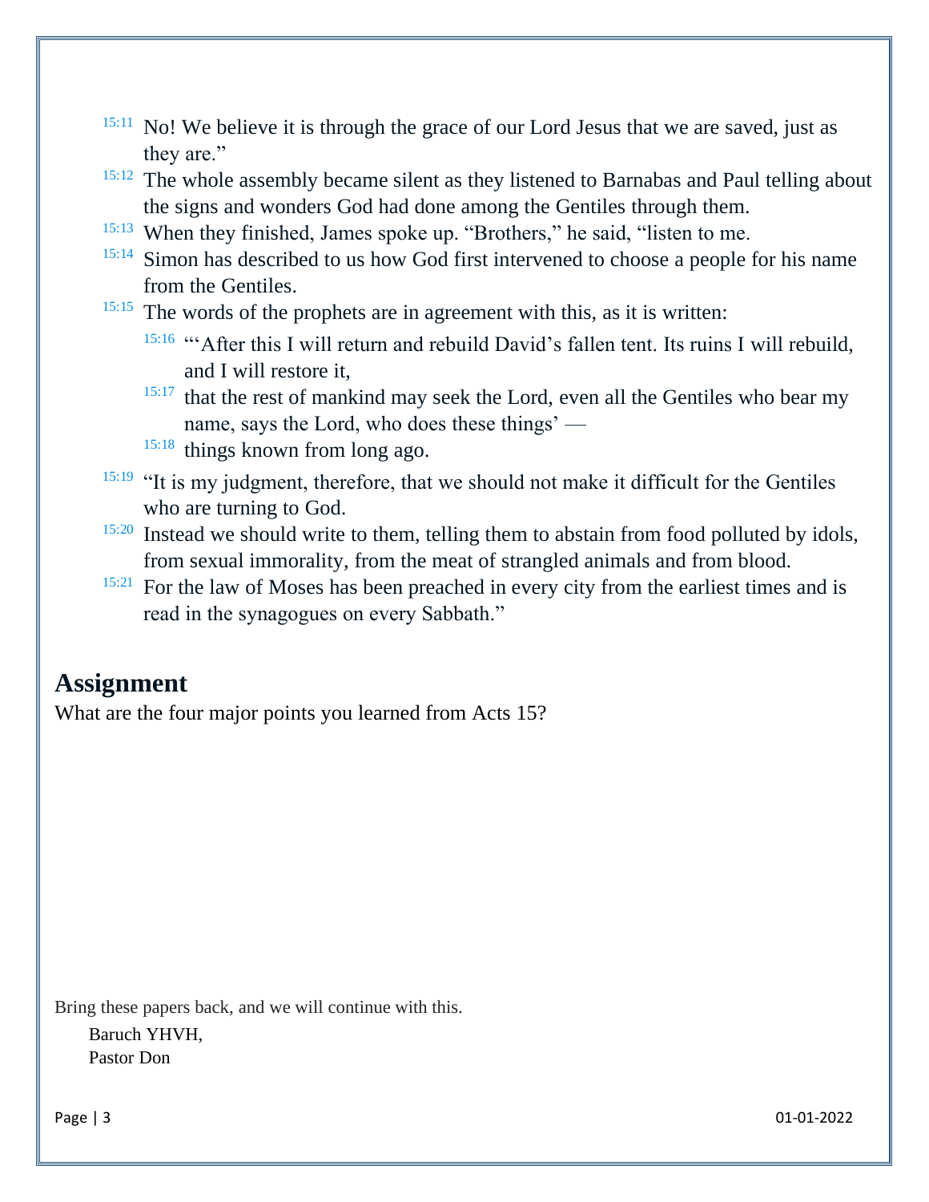15:11 No! We believe it is through the grace of our Lord Jesus that we are saved, just as they are."

15:12 The whole assembly became silent as they listened to Barnabas and Paul telling about the signs and wonders God had done among the Gentiles through them.

15:13 When they finished, James spoke up. "Brothers," he said, "listen to me.

15:14 Simon has described to us how God first intervened to choose a people for his name from the Gentiles.

15:15 The words of the prophets are in agreement with this, as it is written:

> 15:16 "'After this I will return and rebuild David's fallen tent. Its ruins I will rebuild, and I will restore it,
>
> 15:17 that the rest of mankind may seek the Lord, even all the Gentiles who bear my name, says the Lord, who does these things' —
>
> 15:18 things known from long ago.

15:19 "It is my judgment, therefore, that we should not make it difficult for the Gentiles who are turning to God.

15:20 Instead we should write to them, telling them to abstain from food polluted by idols, from sexual immorality, from the meat of strangled animals and from blood.

15:21 For the law of Moses has been preached in every city from the earliest times and is read in the synagogues on every Sabbath."

## Assignment

What are the four major points you learned from Acts 15?

Bring these papers back, and we will continue with this.

Baruch YHVH,
Pastor Don

01-01-2022